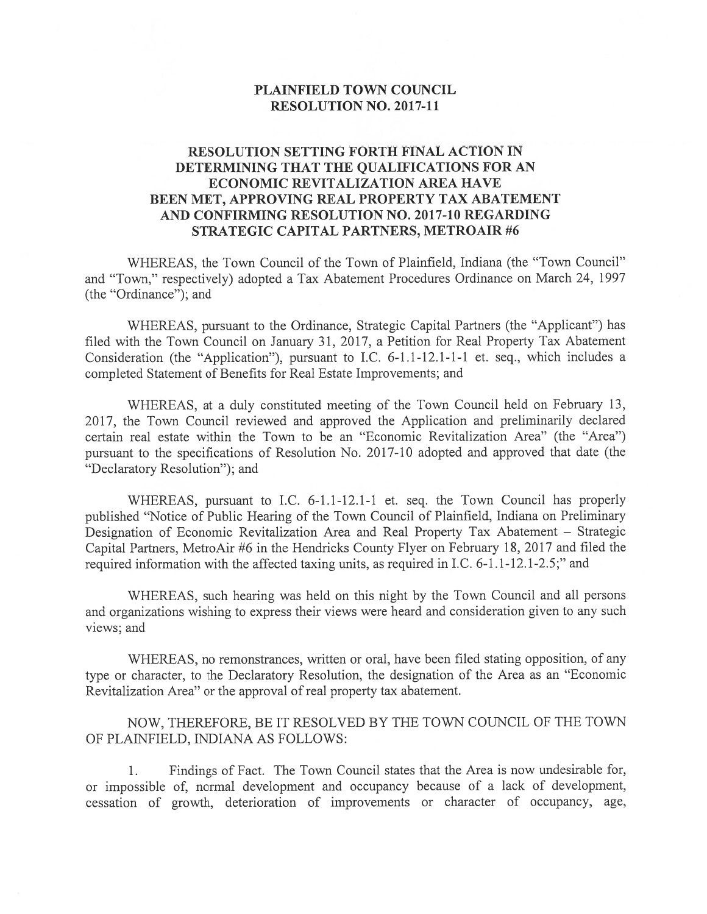# PLAINFIELD TOWN COUNCIL
# RESOLUTION NO. 2017-11

## RESOLUTION SETTING FORTH FINAL ACTION IN DETERMINING THAT THE QUALIFICATIONS FOR AN ECONOMIC REVITALIZATION AREA HAVE BEEN MET, APPROVING REAL PROPERTY TAX ABATEMENT AND CONFIRMING RESOLUTION NO. 2017-10 REGARDING STRATEGIC CAPITAL PARTNERS, METROAIR #6

WHEREAS, the Town Council of the Town of Plainfield, Indiana (the "Town Council" and "Town," respectively) adopted a Tax Abatement Procedures Ordinance on March 24, 1997 (the "Ordinance"); and

WHEREAS, pursuant to the Ordinance, Strategic Capital Partners (the "Applicant") has filed with the Town Council on January 31, 2017, a Petition for Real Property Tax Abatement Consideration (the "Application"), pursuant to I.C. 6-1.1-12.1-1-1 et. seq., which includes a completed Statement of Benefits for Real Estate Improvements; and

WHEREAS, at a duly constituted meeting of the Town Council held on February 13, 2017, the Town Council reviewed and approved the Application and preliminarily declared certain real estate within the Town to be an "Economic Revitalization Area" (the "Area") pursuant to the specifications of Resolution No. 2017-10 adopted and approved that date (the "Declaratory Resolution"); and

WHEREAS, pursuant to I.C. 6-1.1-12.1-1 et. seq. the Town Council has properly published "Notice of Public Hearing of the Town Council of Plainfield, Indiana on Preliminary Designation of Economic Revitalization Area and Real Property Tax Abatement – Strategic Capital Partners, MetroAir #6 in the Hendricks County Flyer on February 18, 2017 and filed the required information with the affected taxing units, as required in I.C. 6-1.1-12.1-2.5;" and

WHEREAS, such hearing was held on this night by the Town Council and all persons and organizations wishing to express their views were heard and consideration given to any such views; and

WHEREAS, no remonstrances, written or oral, have been filed stating opposition, of any type or character, to the Declaratory Resolution, the designation of the Area as an "Economic Revitalization Area" or the approval of real property tax abatement.

NOW, THEREFORE, BE IT RESOLVED BY THE TOWN COUNCIL OF THE TOWN OF PLAINFIELD, INDIANA AS FOLLOWS:

1. Findings of Fact. The Town Council states that the Area is now undesirable for, or impossible of, normal development and occupancy because of a lack of development, cessation of growth, deterioration of improvements or character of occupancy, age,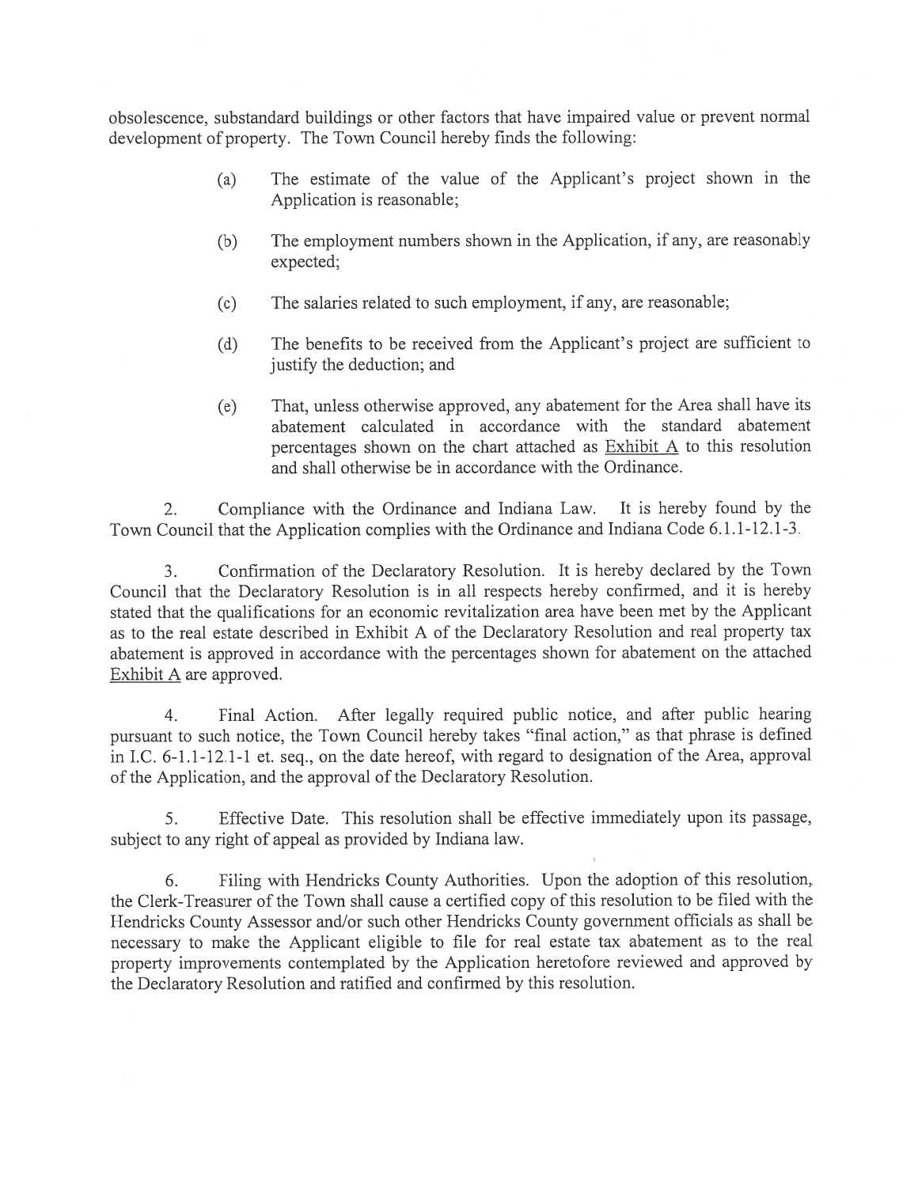obsolescence, substandard buildings or other factors that have impaired value or prevent normal development of property. The Town Council hereby finds the following:

(a) The estimate of the value of the Applicant's project shown in the Application is reasonable;

(b) The employment numbers shown in the Application, if any, are reasonably expected;

(c) The salaries related to such employment, if any, are reasonable;

(d) The benefits to be received from the Applicant's project are sufficient to justify the deduction; and

(e) That, unless otherwise approved, any abatement for the Area shall have its abatement calculated in accordance with the standard abatement percentages shown on the chart attached as Exhibit A to this resolution and shall otherwise be in accordance with the Ordinance.

2. Compliance with the Ordinance and Indiana Law. It is hereby found by the Town Council that the Application complies with the Ordinance and Indiana Code 6.1.1-12.1-3.

3. Confirmation of the Declaratory Resolution. It is hereby declared by the Town Council that the Declaratory Resolution is in all respects hereby confirmed, and it is hereby stated that the qualifications for an economic revitalization area have been met by the Applicant as to the real estate described in Exhibit A of the Declaratory Resolution and real property tax abatement is approved in accordance with the percentages shown for abatement on the attached Exhibit A are approved.

4. Final Action. After legally required public notice, and after public hearing pursuant to such notice, the Town Council hereby takes "final action," as that phrase is defined in I.C. 6-1.1-12.1-1 et. seq., on the date hereof, with regard to designation of the Area, approval of the Application, and the approval of the Declaratory Resolution.

5. Effective Date. This resolution shall be effective immediately upon its passage, subject to any right of appeal as provided by Indiana law.

6. Filing with Hendricks County Authorities. Upon the adoption of this resolution, the Clerk-Treasurer of the Town shall cause a certified copy of this resolution to be filed with the Hendricks County Assessor and/or such other Hendricks County government officials as shall be necessary to make the Applicant eligible to file for real estate tax abatement as to the real property improvements contemplated by the Application heretofore reviewed and approved by the Declaratory Resolution and ratified and confirmed by this resolution.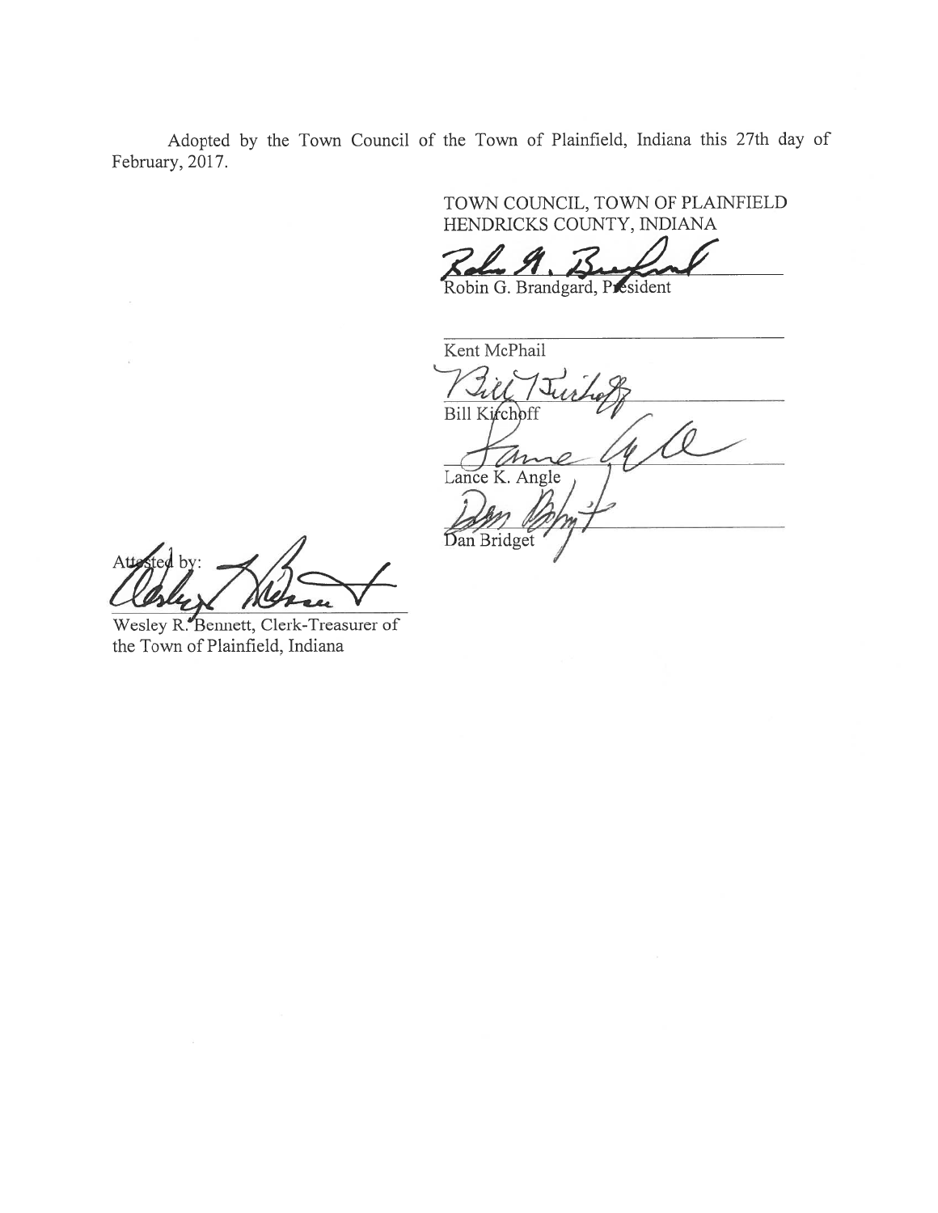Adopted by the Town Council of the Town of Plainfield, Indiana this 27th day of February, 2017.

TOWN COUNCIL, TOWN OF PLAINFIELD
HENDRICKS COUNTY, INDIANA

Robin G. Brandgard, President

Kent McPhail

Bill Kirchoff

Lance K. Angle

Dan Bridget

Attested by:

Wesley R. Bennett, Clerk-Treasurer of the Town of Plainfield, Indiana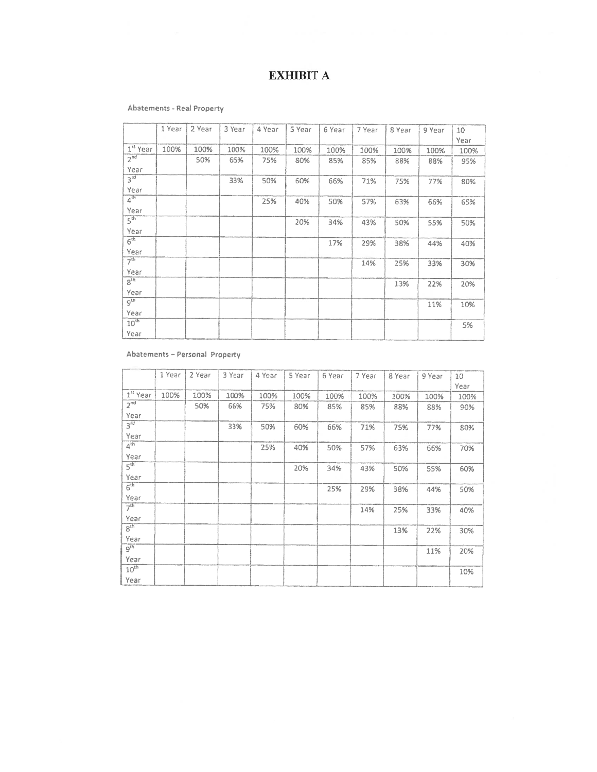# EXHIBIT A

Abatements - Real Property

| | 1 Year | 2 Year | 3 Year | 4 Year | 5 Year | 6 Year | 7 Year | 8 Year | 9 Year | 10 Year |
|---|---|---|---|---|---|---|---|---|---|---|
| 1st Year | 100% | 100% | 100% | 100% | 100% | 100% | 100% | 100% | 100% | 100% |
| 2nd Year | | 50% | 66% | 75% | 80% | 85% | 85% | 88% | 88% | 95% |
| 3rd Year | | | 33% | 50% | 60% | 66% | 71% | 75% | 77% | 80% |
| 4th Year | | | | 25% | 40% | 50% | 57% | 63% | 66% | 65% |
| 5th Year | | | | | 20% | 34% | 43% | 50% | 55% | 50% |
| 6th Year | | | | | | 17% | 29% | 38% | 44% | 40% |
| 7th Year | | | | | | | 14% | 25% | 33% | 30% |
| 8th Year | | | | | | | | 13% | 22% | 20% |
| 9th Year | | | | | | | | | 11% | 10% |
| 10th Year | | | | | | | | | | 5% |

Abatements – Personal Property

| | 1 Year | 2 Year | 3 Year | 4 Year | 5 Year | 6 Year | 7 Year | 8 Year | 9 Year | 10 Year |
|---|---|---|---|---|---|---|---|---|---|---|
| 1st Year | 100% | 100% | 100% | 100% | 100% | 100% | 100% | 100% | 100% | 100% |
| 2nd Year | | 50% | 66% | 75% | 80% | 85% | 85% | 88% | 88% | 90% |
| 3rd Year | | | 33% | 50% | 60% | 66% | 71% | 75% | 77% | 80% |
| 4th Year | | | | 25% | 40% | 50% | 57% | 63% | 66% | 70% |
| 5th Year | | | | | 20% | 34% | 43% | 50% | 55% | 60% |
| 6th Year | | | | | | 25% | 29% | 38% | 44% | 50% |
| 7th Year | | | | | | | 14% | 25% | 33% | 40% |
| 8th Year | | | | | | | | 13% | 22% | 30% |
| 9th Year | | | | | | | | | 11% | 20% |
| 10th Year | | | | | | | | | | 10% |